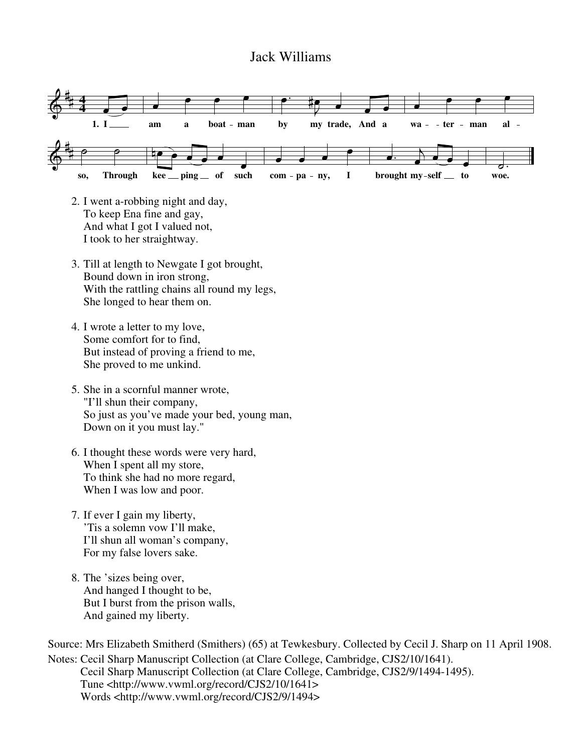# Jack Williams

1. I am a boatman by my trade,
And a waterman also,
Through keeping of such company,
I brought myself to woe.

2. I went a-robbing night and day,
To keep Ena fine and gay,
And what I got I valued not,
I took to her straightway.

3. Till at length to Newgate I got brought,
Bound down in iron strong,
With the rattling chains all round my legs,
She longed to hear them on.

4. I wrote a letter to my love,
Some comfort for to find,
But instead of proving a friend to me,
She proved to me unkind.

5. She in a scornful manner wrote,
"I'll shun their company,
So just as you've made your bed, young man,
Down on it you must lay."

6. I thought these words were very hard,
When I spent all my store,
To think she had no more regard,
When I was low and poor.

7. If ever I gain my liberty,
'Tis a solemn vow I'll make,
I'll shun all woman's company,
For my false lovers sake.

8. The 'sizes being over,
And hanged I thought to be,
But I burst from the prison walls,
And gained my liberty.

Source: Mrs Elizabeth Smitherd (Smithers) (65) at Tewkesbury. Collected by Cecil J. Sharp on 11 April 1908.

Notes: Cecil Sharp Manuscript Collection (at Clare College, Cambridge, CJS2/10/1641).
Cecil Sharp Manuscript Collection (at Clare College, Cambridge, CJS2/9/1494-1495).
Tune <http://www.vwml.org/record/CJS2/10/1641>
Words <http://www.vwml.org/record/CJS2/9/1494>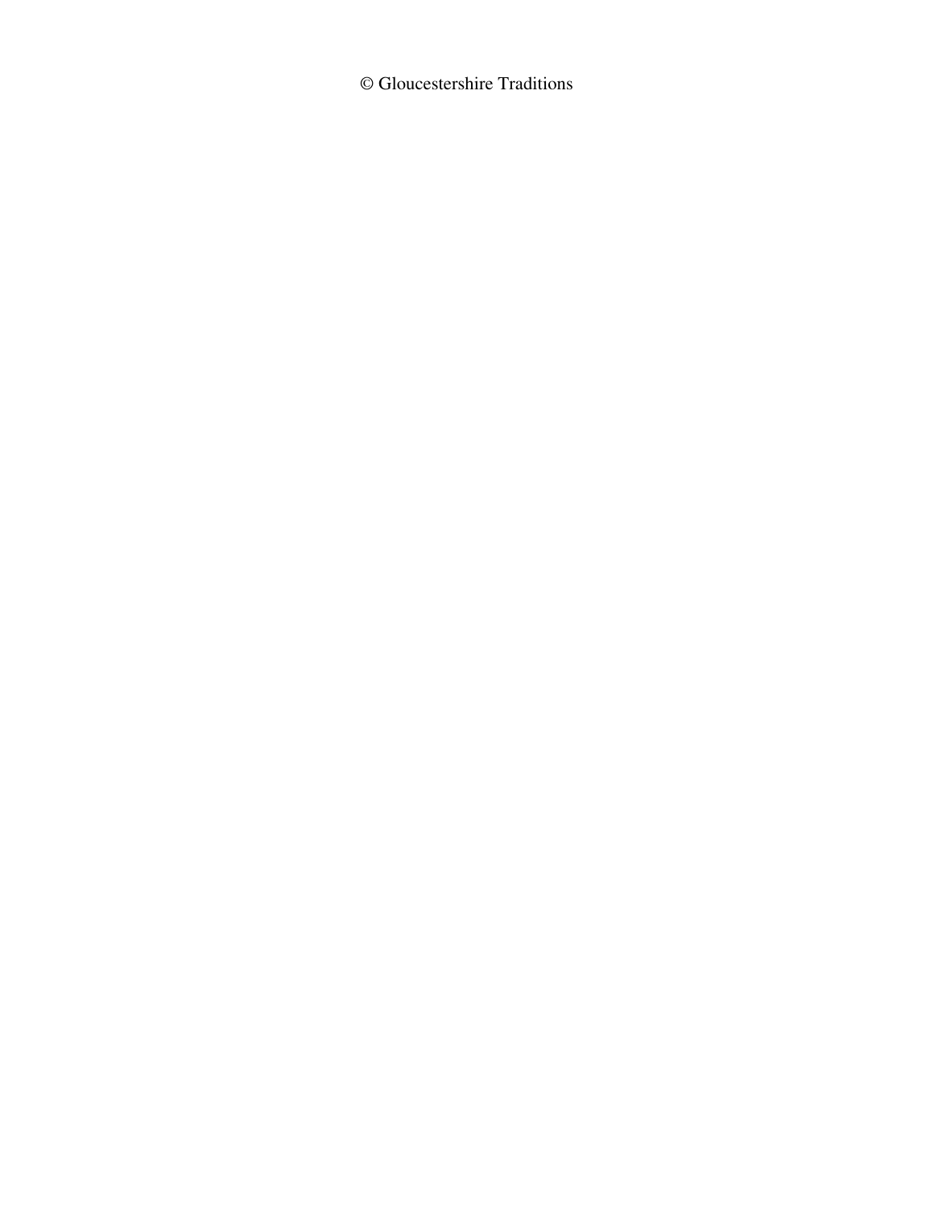© Gloucestershire Traditions